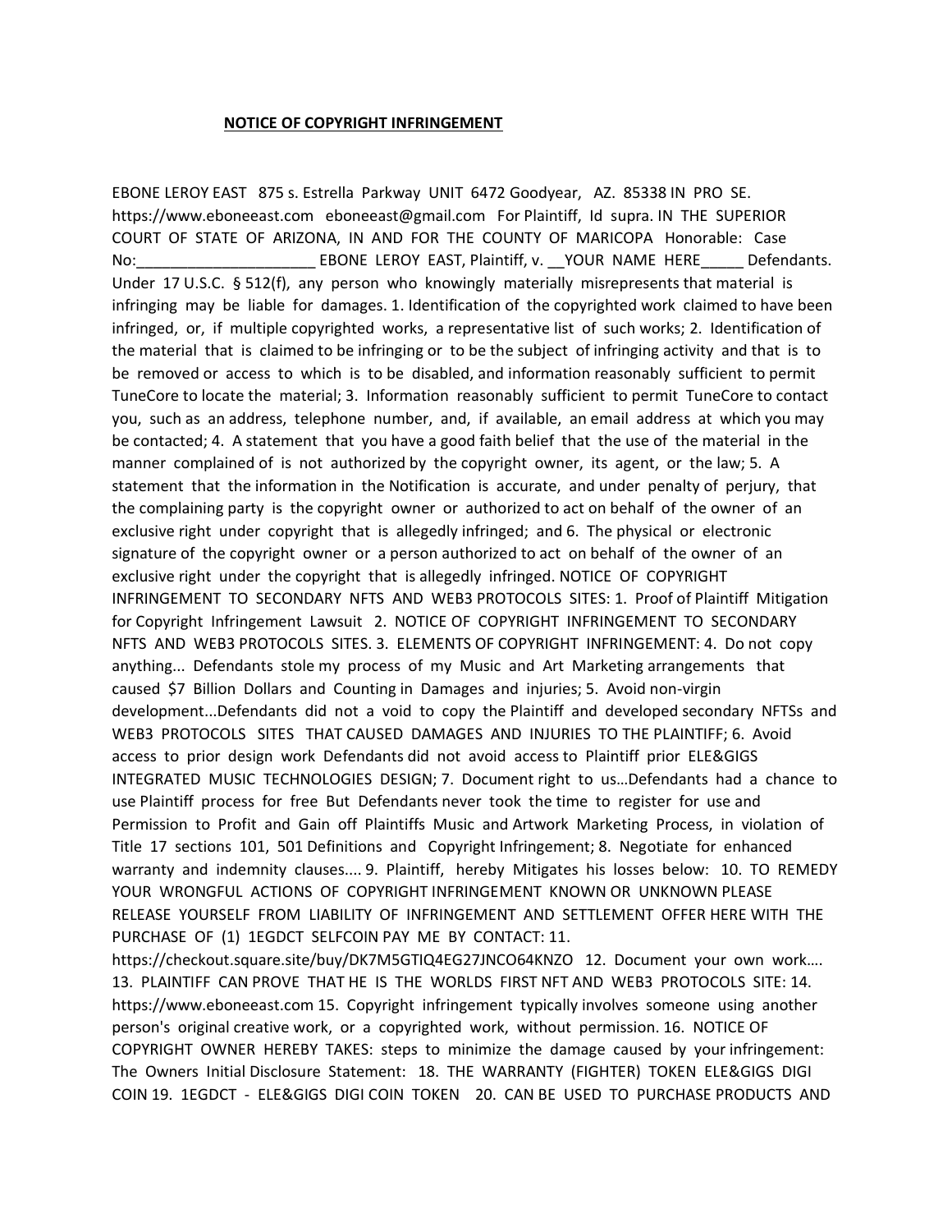**NOTICE OF COPYRIGHT INFRINGEMENT**

EBONE LEROY EAST 875 s. Estrella Parkway UNIT 6472 Goodyear, AZ. 85338 IN PRO SE. https://www.eboneeast.com eboneeast@gmail.com For Plaintiff, Id supra. IN THE SUPERIOR COURT OF STATE OF ARIZONA, IN AND FOR THE COUNTY OF MARICOPA Honorable: Case No:_____________________ EBONE LEROY EAST, Plaintiff, v. __YOUR NAME HERE_____ Defendants. Under 17 U.S.C. § 512(f), any person who knowingly materially misrepresents that material is infringing may be liable for damages. 1. Identification of the copyrighted work claimed to have been infringed, or, if multiple copyrighted works, a representative list of such works; 2. Identification of the material that is claimed to be infringing or to be the subject of infringing activity and that is to be removed or access to which is to be disabled, and information reasonably sufficient to permit TuneCore to locate the material; 3. Information reasonably sufficient to permit TuneCore to contact you, such as an address, telephone number, and, if available, an email address at which you may be contacted; 4. A statement that you have a good faith belief that the use of the material in the manner complained of is not authorized by the copyright owner, its agent, or the law; 5. A statement that the information in the Notification is accurate, and under penalty of perjury, that the complaining party is the copyright owner or authorized to act on behalf of the owner of an exclusive right under copyright that is allegedly infringed; and 6. The physical or electronic signature of the copyright owner or a person authorized to act on behalf of the owner of an exclusive right under the copyright that is allegedly infringed. NOTICE OF COPYRIGHT INFRINGEMENT TO SECONDARY NFTS AND WEB3 PROTOCOLS SITES: 1. Proof of Plaintiff Mitigation for Copyright Infringement Lawsuit 2. NOTICE OF COPYRIGHT INFRINGEMENT TO SECONDARY NFTS AND WEB3 PROTOCOLS SITES. 3. ELEMENTS OF COPYRIGHT INFRINGEMENT: 4. Do not copy anything... Defendants stole my process of my Music and Art Marketing arrangements that caused $7 Billion Dollars and Counting in Damages and injuries; 5. Avoid non-virgin development...Defendants did not a void to copy the Plaintiff and developed secondary NFTSs and WEB3 PROTOCOLS SITES THAT CAUSED DAMAGES AND INJURIES TO THE PLAINTIFF; 6. Avoid access to prior design work Defendants did not avoid access to Plaintiff prior ELE&GIGS INTEGRATED MUSIC TECHNOLOGIES DESIGN; 7. Document right to us…Defendants had a chance to use Plaintiff process for free But Defendants never took the time to register for use and Permission to Profit and Gain off Plaintiffs Music and Artwork Marketing Process, in violation of Title 17 sections 101, 501 Definitions and Copyright Infringement; 8. Negotiate for enhanced warranty and indemnity clauses.... 9. Plaintiff, hereby Mitigates his losses below: 10. TO REMEDY YOUR WRONGFUL ACTIONS OF COPYRIGHT INFRINGEMENT KNOWN OR UNKNOWN PLEASE RELEASE YOURSELF FROM LIABILITY OF INFRINGEMENT AND SETTLEMENT OFFER HERE WITH THE PURCHASE OF (1) 1EGDCT SELFCOIN PAY ME BY CONTACT: 11. https://checkout.square.site/buy/DK7M5GTIQ4EG27JNCO64KNZO 12. Document your own work…. 13. PLAINTIFF CAN PROVE THAT HE IS THE WORLDS FIRST NFT AND WEB3 PROTOCOLS SITE: 14. https://www.eboneeast.com 15. Copyright infringement typically involves someone using another person's original creative work, or a copyrighted work, without permission. 16. NOTICE OF COPYRIGHT OWNER HEREBY TAKES: steps to minimize the damage caused by your infringement: The Owners Initial Disclosure Statement: 18. THE WARRANTY (FIGHTER) TOKEN ELE&GIGS DIGI COIN 19. 1EGDCT - ELE&GIGS DIGI COIN TOKEN 20. CAN BE USED TO PURCHASE PRODUCTS AND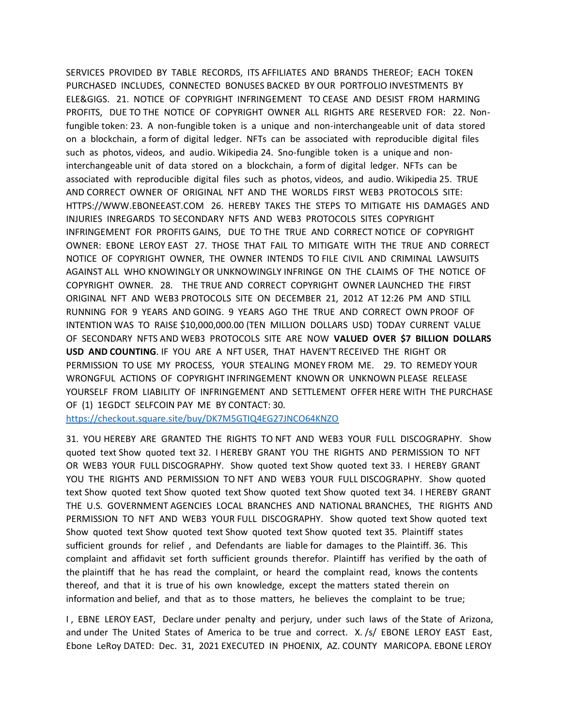SERVICES PROVIDED BY TABLE RECORDS, ITS AFFILIATES AND BRANDS THEREOF; EACH TOKEN PURCHASED INCLUDES, CONNECTED BONUSES BACKED BY OUR PORTFOLIO INVESTMENTS BY ELE&GIGS. 21. NOTICE OF COPYRIGHT INFRINGEMENT TO CEASE AND DESIST FROM HARMING PROFITS, DUE TO THE NOTICE OF COPYRIGHT OWNER ALL RIGHTS ARE RESERVED FOR: 22. Non-fungible token: 23. A non-fungible token is a unique and non-interchangeable unit of data stored on a blockchain, a form of digital ledger. NFTs can be associated with reproducible digital files such as photos, videos, and audio. Wikipedia 24. Sno-fungible token is a unique and non-interchangeable unit of data stored on a blockchain, a form of digital ledger. NFTs can be associated with reproducible digital files such as photos, videos, and audio. Wikipedia 25. TRUE AND CORRECT OWNER OF ORIGINAL NFT AND THE WORLDS FIRST WEB3 PROTOCOLS SITE: HTTPS://WWW.EBONEEAST.COM 26. HEREBY TAKES THE STEPS TO MITIGATE HIS DAMAGES AND INJURIES INREGARDS TO SECONDARY NFTS AND WEB3 PROTOCOLS SITES COPYRIGHT INFRINGEMENT FOR PROFITS GAINS, DUE TO THE TRUE AND CORRECT NOTICE OF COPYRIGHT OWNER: EBONE LEROY EAST 27. THOSE THAT FAIL TO MITIGATE WITH THE TRUE AND CORRECT NOTICE OF COPYRIGHT OWNER, THE OWNER INTENDS TO FILE CIVIL AND CRIMINAL LAWSUITS AGAINST ALL WHO KNOWINGLY OR UNKNOWINGLY INFRINGE ON THE CLAIMS OF THE NOTICE OF COPYRIGHT OWNER. 28. THE TRUE AND CORRECT COPYRIGHT OWNER LAUNCHED THE FIRST ORIGINAL NFT AND WEB3 PROTOCOLS SITE ON DECEMBER 21, 2012 AT 12:26 PM AND STILL RUNNING FOR 9 YEARS AND GOING. 9 YEARS AGO THE TRUE AND CORRECT OWN PROOF OF INTENTION WAS TO RAISE $10,000,000.00 (TEN MILLION DOLLARS USD) TODAY CURRENT VALUE OF SECONDARY NFTS AND WEB3 PROTOCOLS SITE ARE NOW **VALUED OVER $7 BILLION DOLLARS USD AND COUNTING**. IF YOU ARE A NFT USER, THAT HAVEN'T RECEIVED THE RIGHT OR PERMISSION TO USE MY PROCESS, YOUR STEALING MONEY FROM ME. 29. TO REMEDY YOUR WRONGFUL ACTIONS OF COPYRIGHT INFRINGEMENT KNOWN OR UNKNOWN PLEASE RELEASE YOURSELF FROM LIABILITY OF INFRINGEMENT AND SETTLEMENT OFFER HERE WITH THE PURCHASE OF (1) 1EGDCT SELFCOIN PAY ME BY CONTACT: 30. https://checkout.square.site/buy/DK7M5GTIQ4EG27JNCO64KNZO

31. YOU HEREBY ARE GRANTED THE RIGHTS TO NFT AND WEB3 YOUR FULL DISCOGRAPHY. Show quoted text Show quoted text 32. I HEREBY GRANT YOU THE RIGHTS AND PERMISSION TO NFT OR WEB3 YOUR FULL DISCOGRAPHY. Show quoted text Show quoted text 33. I HEREBY GRANT YOU THE RIGHTS AND PERMISSION TO NFT AND WEB3 YOUR FULL DISCOGRAPHY. Show quoted text Show quoted text Show quoted text Show quoted text Show quoted text 34. I HEREBY GRANT THE U.S. GOVERNMENT AGENCIES LOCAL BRANCHES AND NATIONAL BRANCHES, THE RIGHTS AND PERMISSION TO NFT AND WEB3 YOUR FULL DISCOGRAPHY. Show quoted text Show quoted text Show quoted text Show quoted text Show quoted text Show quoted text Show quoted text 35. Plaintiff states sufficient grounds for relief , and Defendants are liable for damages to the Plaintiff. 36. This complaint and affidavit set forth sufficient grounds therefor. Plaintiff has verified by the oath of the plaintiff that he has read the complaint, or heard the complaint read, knows the contents thereof, and that it is true of his own knowledge, except the matters stated therein on information and belief, and that as to those matters, he believes the complaint to be true;

I , EBNE LEROY EAST, Declare under penalty and perjury, under such laws of the State of Arizona, and under The United States of America to be true and correct. X. /s/ EBONE LEROY EAST East, Ebone LeRoy DATED: Dec. 31, 2021 EXECUTED IN PHOENIX, AZ. COUNTY MARICOPA. EBONE LEROY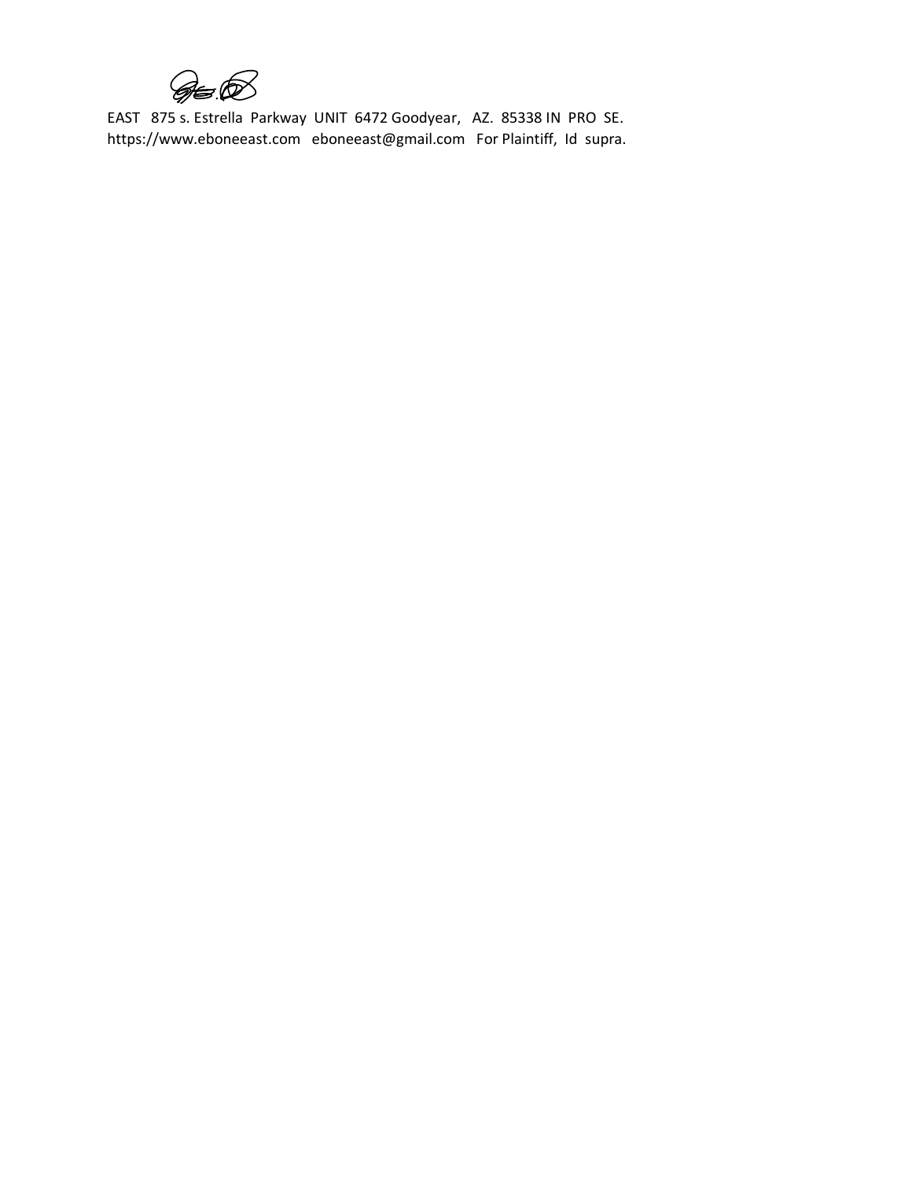EAST 875 s. Estrella Parkway UNIT 6472 Goodyear, AZ. 85338 IN PRO SE.
https://www.eboneeast.com eboneeast@gmail.com For Plaintiff, Id supra.